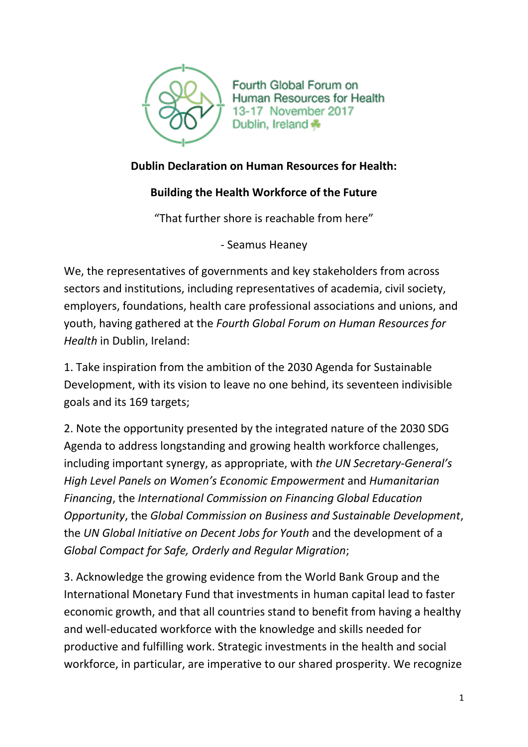Fourth Global Forum on Human Resources for Health
13-17 November 2017
Dublin, Ireland

## Dublin Declaration on Human Resources for Health:

## Building the Health Workforce of the Future

"That further shore is reachable from here"

- Seamus Heaney

We, the representatives of governments and key stakeholders from across sectors and institutions, including representatives of academia, civil society, employers, foundations, health care professional associations and unions, and youth, having gathered at the *Fourth Global Forum on Human Resources for Health* in Dublin, Ireland:

1. Take inspiration from the ambition of the 2030 Agenda for Sustainable Development, with its vision to leave no one behind, its seventeen indivisible goals and its 169 targets;

2. Note the opportunity presented by the integrated nature of the 2030 SDG Agenda to address longstanding and growing health workforce challenges, including important synergy, as appropriate, with *the UN Secretary-General's High Level Panels on Women's Economic Empowerment* and *Humanitarian Financing*, the *International Commission on Financing Global Education Opportunity*, the *Global Commission on Business and Sustainable Development*, the *UN Global Initiative on Decent Jobs for Youth* and the development of a *Global Compact for Safe, Orderly and Regular Migration*;

3. Acknowledge the growing evidence from the World Bank Group and the International Monetary Fund that investments in human capital lead to faster economic growth, and that all countries stand to benefit from having a healthy and well-educated workforce with the knowledge and skills needed for productive and fulfilling work. Strategic investments in the health and social workforce, in particular, are imperative to our shared prosperity. We recognize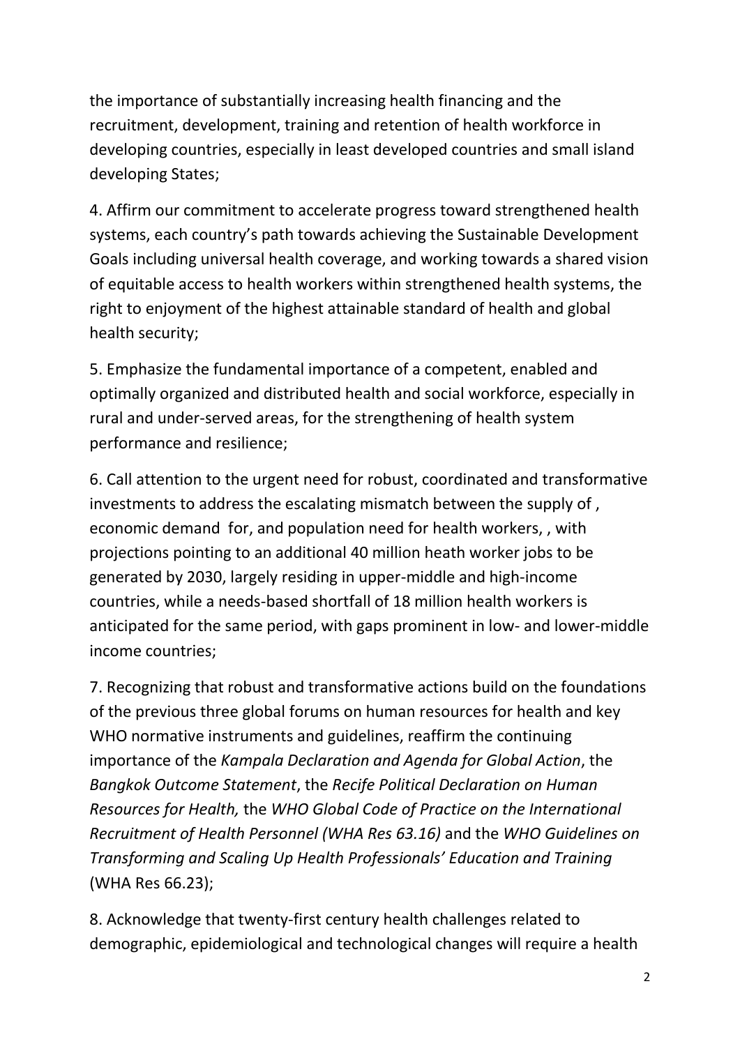the importance of substantially increasing health financing and the recruitment, development, training and retention of health workforce in developing countries, especially in least developed countries and small island developing States;

4. Affirm our commitment to accelerate progress toward strengthened health systems, each country's path towards achieving the Sustainable Development Goals including universal health coverage, and working towards a shared vision of equitable access to health workers within strengthened health systems, the right to enjoyment of the highest attainable standard of health and global health security;

5. Emphasize the fundamental importance of a competent, enabled and optimally organized and distributed health and social workforce, especially in rural and under-served areas, for the strengthening of health system performance and resilience;

6. Call attention to the urgent need for robust, coordinated and transformative investments to address the escalating mismatch between the supply of , economic demand for, and population need for health workers, , with projections pointing to an additional 40 million heath worker jobs to be generated by 2030, largely residing in upper-middle and high-income countries, while a needs-based shortfall of 18 million health workers is anticipated for the same period, with gaps prominent in low- and lower-middle income countries;

7. Recognizing that robust and transformative actions build on the foundations of the previous three global forums on human resources for health and key WHO normative instruments and guidelines, reaffirm the continuing importance of the *Kampala Declaration and Agenda for Global Action*, the *Bangkok Outcome Statement*, the *Recife Political Declaration on Human Resources for Health,* the *WHO Global Code of Practice on the International Recruitment of Health Personnel (WHA Res 63.16)* and the *WHO Guidelines on Transforming and Scaling Up Health Professionals' Education and Training* (WHA Res 66.23);

8. Acknowledge that twenty-first century health challenges related to demographic, epidemiological and technological changes will require a health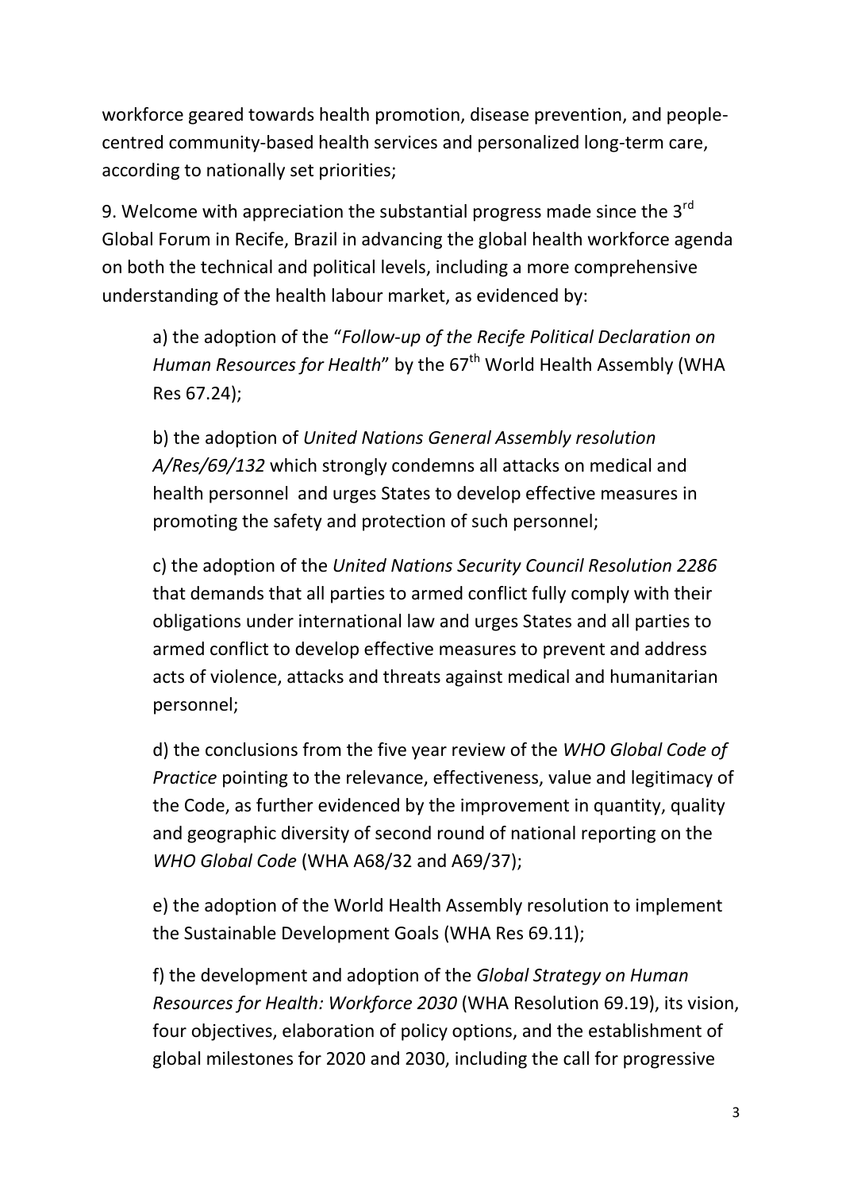workforce geared towards health promotion, disease prevention, and people-centred community-based health services and personalized long-term care, according to nationally set priorities;

9. Welcome with appreciation the substantial progress made since the 3rd Global Forum in Recife, Brazil in advancing the global health workforce agenda on both the technical and political levels, including a more comprehensive understanding of the health labour market, as evidenced by:

a) the adoption of the "*Follow-up of the Recife Political Declaration on Human Resources for Health*" by the 67th World Health Assembly (WHA Res 67.24);

b) the adoption of *United Nations General Assembly resolution A/Res/69/132* which strongly condemns all attacks on medical and health personnel and urges States to develop effective measures in promoting the safety and protection of such personnel;

c) the adoption of the *United Nations Security Council Resolution 2286* that demands that all parties to armed conflict fully comply with their obligations under international law and urges States and all parties to armed conflict to develop effective measures to prevent and address acts of violence, attacks and threats against medical and humanitarian personnel;

d) the conclusions from the five year review of the *WHO Global Code of Practice* pointing to the relevance, effectiveness, value and legitimacy of the Code, as further evidenced by the improvement in quantity, quality and geographic diversity of second round of national reporting on the *WHO Global Code* (WHA A68/32 and A69/37);

e) the adoption of the World Health Assembly resolution to implement the Sustainable Development Goals (WHA Res 69.11);

f) the development and adoption of the *Global Strategy on Human Resources for Health: Workforce 2030* (WHA Resolution 69.19), its vision, four objectives, elaboration of policy options, and the establishment of global milestones for 2020 and 2030, including the call for progressive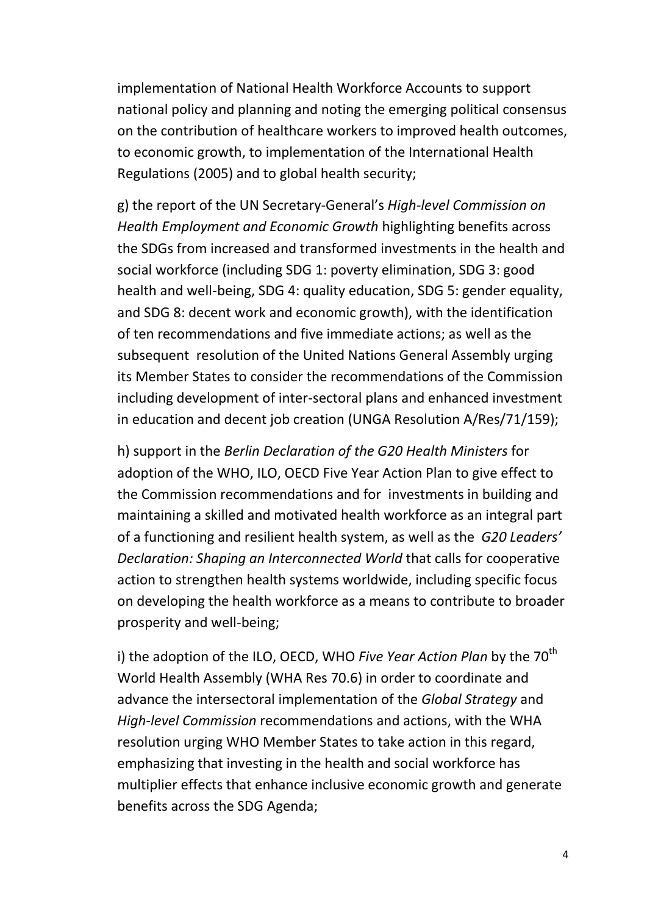implementation of National Health Workforce Accounts to support national policy and planning and noting the emerging political consensus on the contribution of healthcare workers to improved health outcomes, to economic growth, to implementation of the International Health Regulations (2005) and to global health security;

g) the report of the UN Secretary-General's *High-level Commission on Health Employment and Economic Growth* highlighting benefits across the SDGs from increased and transformed investments in the health and social workforce (including SDG 1: poverty elimination, SDG 3: good health and well-being, SDG 4: quality education, SDG 5: gender equality, and SDG 8: decent work and economic growth), with the identification of ten recommendations and five immediate actions; as well as the subsequent resolution of the United Nations General Assembly urging its Member States to consider the recommendations of the Commission including development of inter-sectoral plans and enhanced investment in education and decent job creation (UNGA Resolution A/Res/71/159);

h) support in the *Berlin Declaration of the G20 Health Ministers* for adoption of the WHO, ILO, OECD Five Year Action Plan to give effect to the Commission recommendations and for investments in building and maintaining a skilled and motivated health workforce as an integral part of a functioning and resilient health system, as well as the *G20 Leaders' Declaration: Shaping an Interconnected World* that calls for cooperative action to strengthen health systems worldwide, including specific focus on developing the health workforce as a means to contribute to broader prosperity and well-being;

i) the adoption of the ILO, OECD, WHO *Five Year Action Plan* by the 70th World Health Assembly (WHA Res 70.6) in order to coordinate and advance the intersectoral implementation of the *Global Strategy* and *High-level Commission* recommendations and actions, with the WHA resolution urging WHO Member States to take action in this regard, emphasizing that investing in the health and social workforce has multiplier effects that enhance inclusive economic growth and generate benefits across the SDG Agenda;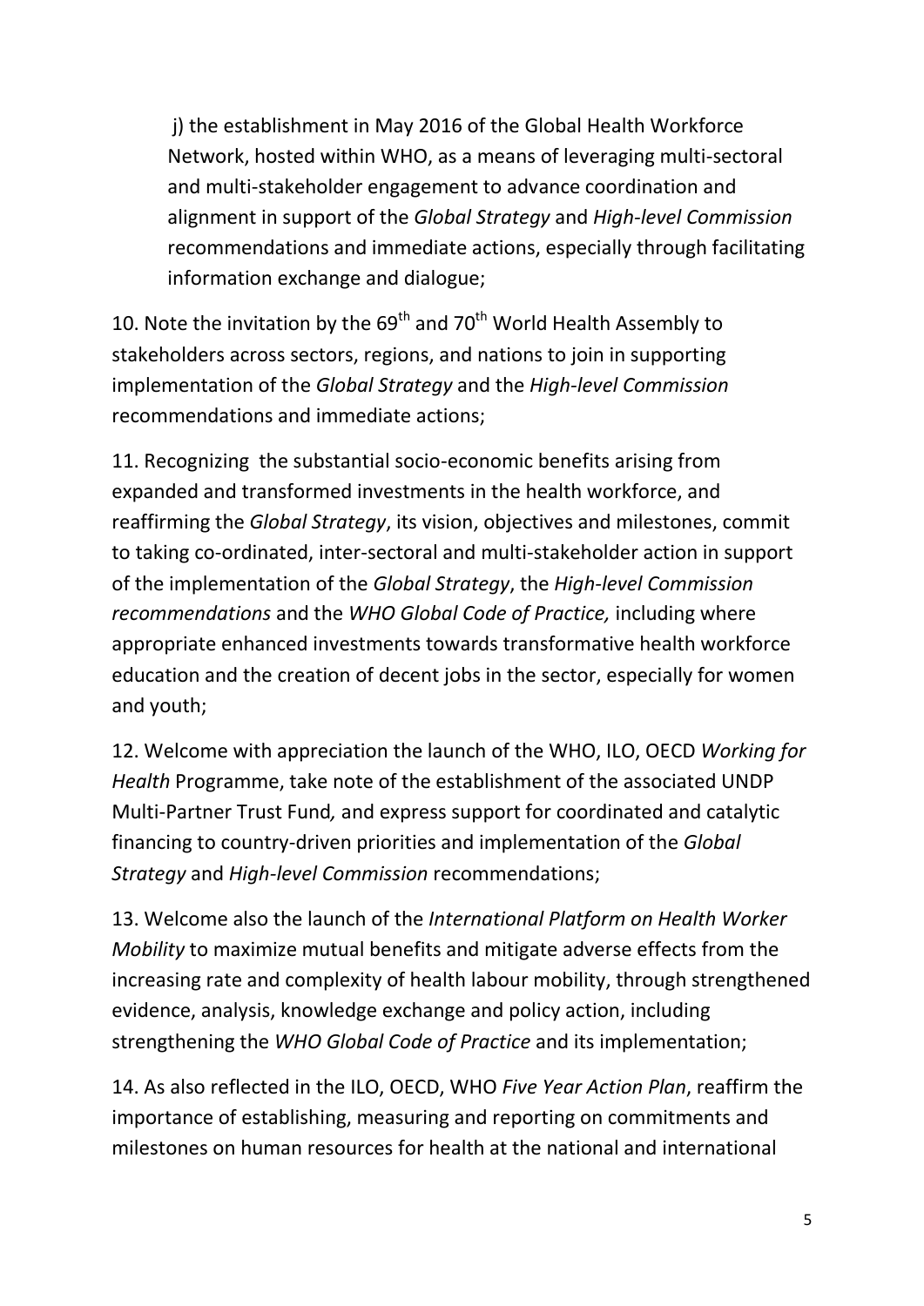j) the establishment in May 2016 of the Global Health Workforce Network, hosted within WHO, as a means of leveraging multi-sectoral and multi-stakeholder engagement to advance coordination and alignment in support of the *Global Strategy* and *High-level Commission* recommendations and immediate actions, especially through facilitating information exchange and dialogue;

10. Note the invitation by the 69th and 70th World Health Assembly to stakeholders across sectors, regions, and nations to join in supporting implementation of the *Global Strategy* and the *High-level Commission* recommendations and immediate actions;

11. Recognizing the substantial socio-economic benefits arising from expanded and transformed investments in the health workforce, and reaffirming the *Global Strategy*, its vision, objectives and milestones, commit to taking co-ordinated, inter-sectoral and multi-stakeholder action in support of the implementation of the *Global Strategy*, the *High-level Commission recommendations* and the *WHO Global Code of Practice,* including where appropriate enhanced investments towards transformative health workforce education and the creation of decent jobs in the sector, especially for women and youth;

12. Welcome with appreciation the launch of the WHO, ILO, OECD *Working for Health* Programme, take note of the establishment of the associated UNDP Multi-Partner Trust Fund*,* and express support for coordinated and catalytic financing to country-driven priorities and implementation of the *Global Strategy* and *High-level Commission* recommendations;

13. Welcome also the launch of the *International Platform on Health Worker Mobility* to maximize mutual benefits and mitigate adverse effects from the increasing rate and complexity of health labour mobility, through strengthened evidence, analysis, knowledge exchange and policy action, including strengthening the *WHO Global Code of Practice* and its implementation;

14. As also reflected in the ILO, OECD, WHO *Five Year Action Plan*, reaffirm the importance of establishing, measuring and reporting on commitments and milestones on human resources for health at the national and international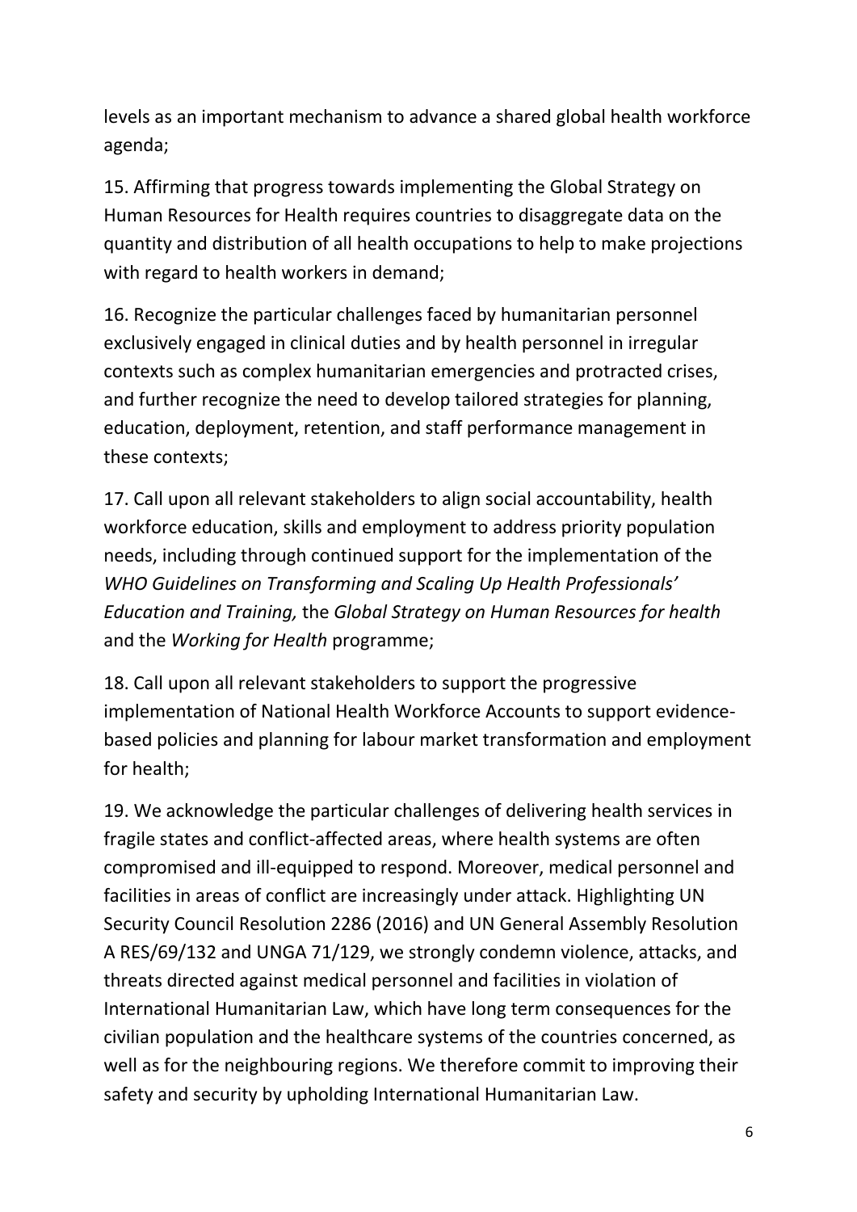levels as an important mechanism to advance a shared global health workforce agenda;

15. Affirming that progress towards implementing the Global Strategy on Human Resources for Health requires countries to disaggregate data on the quantity and distribution of all health occupations to help to make projections with regard to health workers in demand;

16. Recognize the particular challenges faced by humanitarian personnel exclusively engaged in clinical duties and by health personnel in irregular contexts such as complex humanitarian emergencies and protracted crises, and further recognize the need to develop tailored strategies for planning, education, deployment, retention, and staff performance management in these contexts;

17. Call upon all relevant stakeholders to align social accountability, health workforce education, skills and employment to address priority population needs, including through continued support for the implementation of the *WHO Guidelines on Transforming and Scaling Up Health Professionals' Education and Training,* the *Global Strategy on Human Resources for health* and the *Working for Health* programme;

18. Call upon all relevant stakeholders to support the progressive implementation of National Health Workforce Accounts to support evidence-based policies and planning for labour market transformation and employment for health;

19. We acknowledge the particular challenges of delivering health services in fragile states and conflict-affected areas, where health systems are often compromised and ill-equipped to respond. Moreover, medical personnel and facilities in areas of conflict are increasingly under attack. Highlighting UN Security Council Resolution 2286 (2016) and UN General Assembly Resolution A RES/69/132 and UNGA 71/129, we strongly condemn violence, attacks, and threats directed against medical personnel and facilities in violation of International Humanitarian Law, which have long term consequences for the civilian population and the healthcare systems of the countries concerned, as well as for the neighbouring regions. We therefore commit to improving their safety and security by upholding International Humanitarian Law.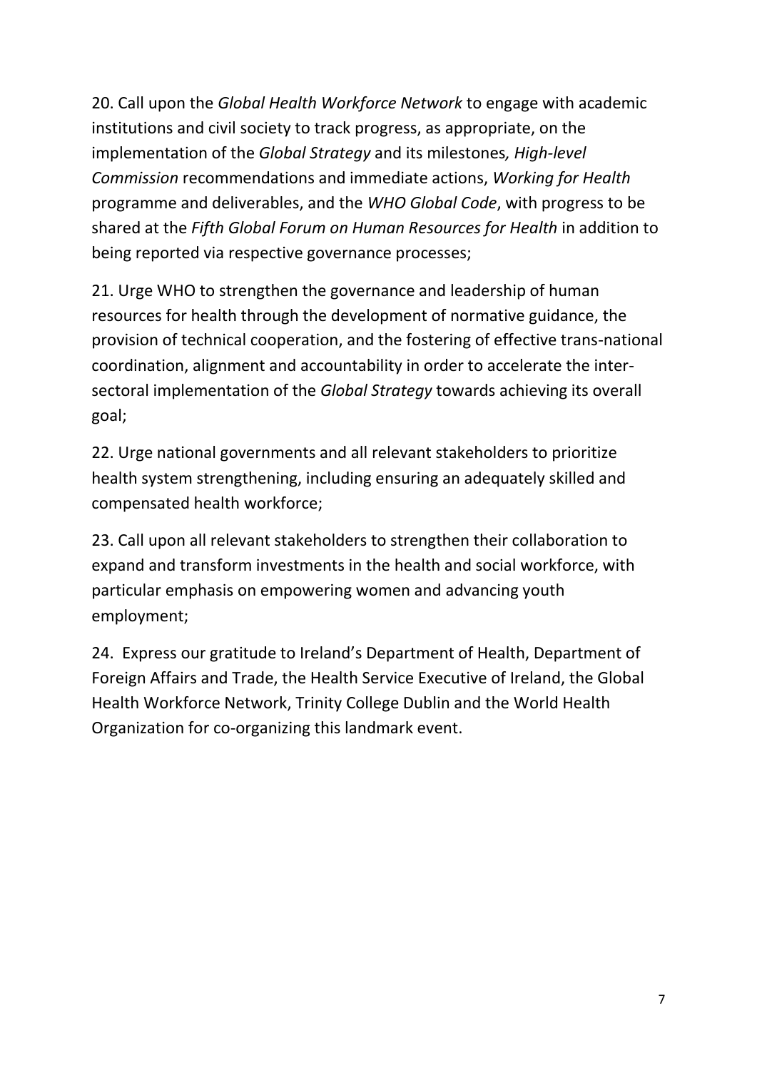20. Call upon the *Global Health Workforce Network* to engage with academic institutions and civil society to track progress, as appropriate, on the implementation of the *Global Strategy* and its milestones*, High-level Commission* recommendations and immediate actions, *Working for Health* programme and deliverables, and the *WHO Global Code*, with progress to be shared at the *Fifth Global Forum on Human Resources for Health* in addition to being reported via respective governance processes;

21. Urge WHO to strengthen the governance and leadership of human resources for health through the development of normative guidance, the provision of technical cooperation, and the fostering of effective trans-national coordination, alignment and accountability in order to accelerate the inter-sectoral implementation of the *Global Strategy* towards achieving its overall goal;

22. Urge national governments and all relevant stakeholders to prioritize health system strengthening, including ensuring an adequately skilled and compensated health workforce;

23. Call upon all relevant stakeholders to strengthen their collaboration to expand and transform investments in the health and social workforce, with particular emphasis on empowering women and advancing youth employment;

24. Express our gratitude to Ireland's Department of Health, Department of Foreign Affairs and Trade, the Health Service Executive of Ireland, the Global Health Workforce Network, Trinity College Dublin and the World Health Organization for co-organizing this landmark event.